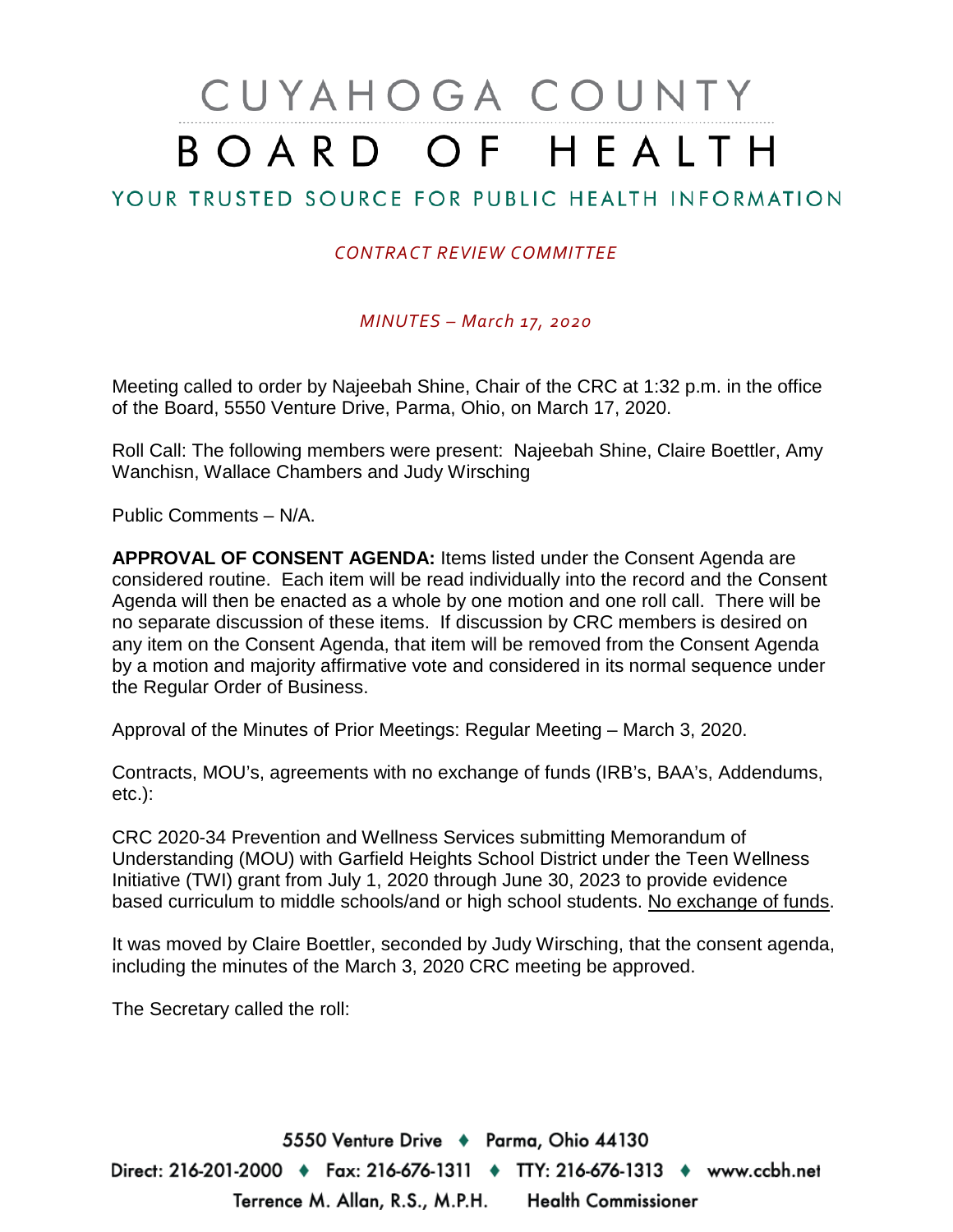# CUYAHOGA COUNTY BOARD OF HEALTH

## YOUR TRUSTED SOURCE FOR PUBLIC HEALTH INFORMATION

*CONTRACT REVIEW COMMITTEE*

*MINUTES – March 17, 2020*

Meeting called to order by Najeebah Shine, Chair of the CRC at 1:32 p.m. in the office of the Board, 5550 Venture Drive, Parma, Ohio, on March 17, 2020.

Roll Call: The following members were present: Najeebah Shine, Claire Boettler, Amy Wanchisn, Wallace Chambers and Judy Wirsching

Public Comments – N/A.

**APPROVAL OF CONSENT AGENDA:** Items listed under the Consent Agenda are considered routine. Each item will be read individually into the record and the Consent Agenda will then be enacted as a whole by one motion and one roll call. There will be no separate discussion of these items. If discussion by CRC members is desired on any item on the Consent Agenda, that item will be removed from the Consent Agenda by a motion and majority affirmative vote and considered in its normal sequence under the Regular Order of Business.

Approval of the Minutes of Prior Meetings: Regular Meeting – March 3, 2020.

Contracts, MOU's, agreements with no exchange of funds (IRB's, BAA's, Addendums, etc.):

CRC 2020-34 Prevention and Wellness Services submitting Memorandum of Understanding (MOU) with Garfield Heights School District under the Teen Wellness Initiative (TWI) grant from July 1, 2020 through June 30, 2023 to provide evidence based curriculum to middle schools/and or high school students. No exchange of funds.

It was moved by Claire Boettler, seconded by Judy Wirsching, that the consent agenda, including the minutes of the March 3, 2020 CRC meeting be approved.

The Secretary called the roll:

5550 Venture Drive ♦ Parma, Ohio 44130
Direct: 216-201-2000 ♦ Fax: 216-676-1311 ♦ TTY: 216-676-1313 ♦ www.ccbh.net
Terrence M. Allan, R.S., M.P.H. Health Commissioner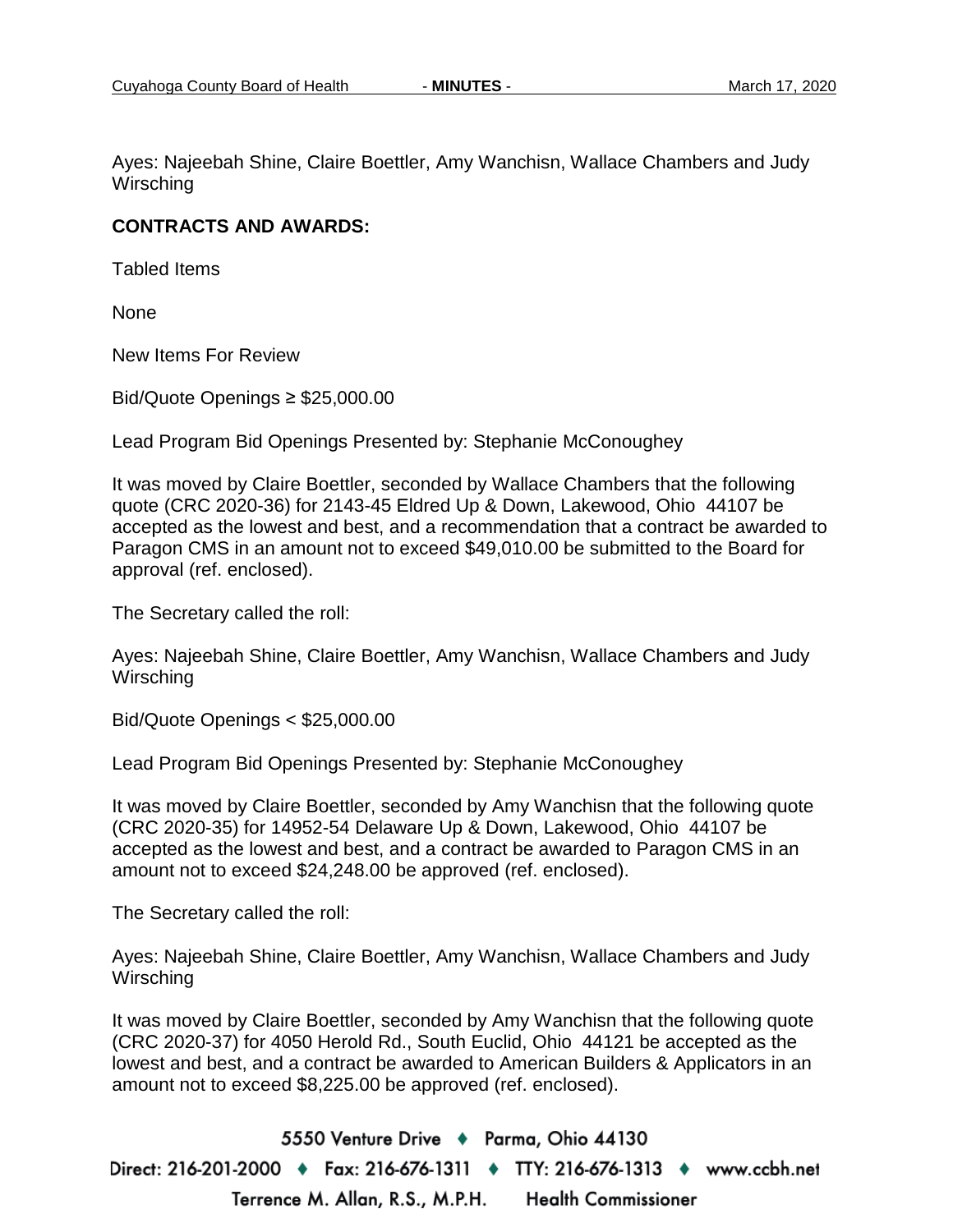Ayes: Najeebah Shine, Claire Boettler, Amy Wanchisn, Wallace Chambers and Judy Wirsching

**CONTRACTS AND AWARDS:**

Tabled Items

None

New Items For Review

Bid/Quote Openings ≥ $25,000.00

Lead Program Bid Openings Presented by: Stephanie McConoughey

It was moved by Claire Boettler, seconded by Wallace Chambers that the following quote (CRC 2020-36) for 2143-45 Eldred Up & Down, Lakewood, Ohio 44107 be accepted as the lowest and best, and a recommendation that a contract be awarded to Paragon CMS in an amount not to exceed $49,010.00 be submitted to the Board for approval (ref. enclosed).

The Secretary called the roll:

Ayes: Najeebah Shine, Claire Boettler, Amy Wanchisn, Wallace Chambers and Judy Wirsching

Bid/Quote Openings < $25,000.00

Lead Program Bid Openings Presented by: Stephanie McConoughey

It was moved by Claire Boettler, seconded by Amy Wanchisn that the following quote (CRC 2020-35) for 14952-54 Delaware Up & Down, Lakewood, Ohio 44107 be accepted as the lowest and best, and a contract be awarded to Paragon CMS in an amount not to exceed $24,248.00 be approved (ref. enclosed).

The Secretary called the roll:

Ayes: Najeebah Shine, Claire Boettler, Amy Wanchisn, Wallace Chambers and Judy Wirsching

It was moved by Claire Boettler, seconded by Amy Wanchisn that the following quote (CRC 2020-37) for 4050 Herold Rd., South Euclid, Ohio 44121 be accepted as the lowest and best, and a contract be awarded to American Builders & Applicators in an amount not to exceed $8,225.00 be approved (ref. enclosed).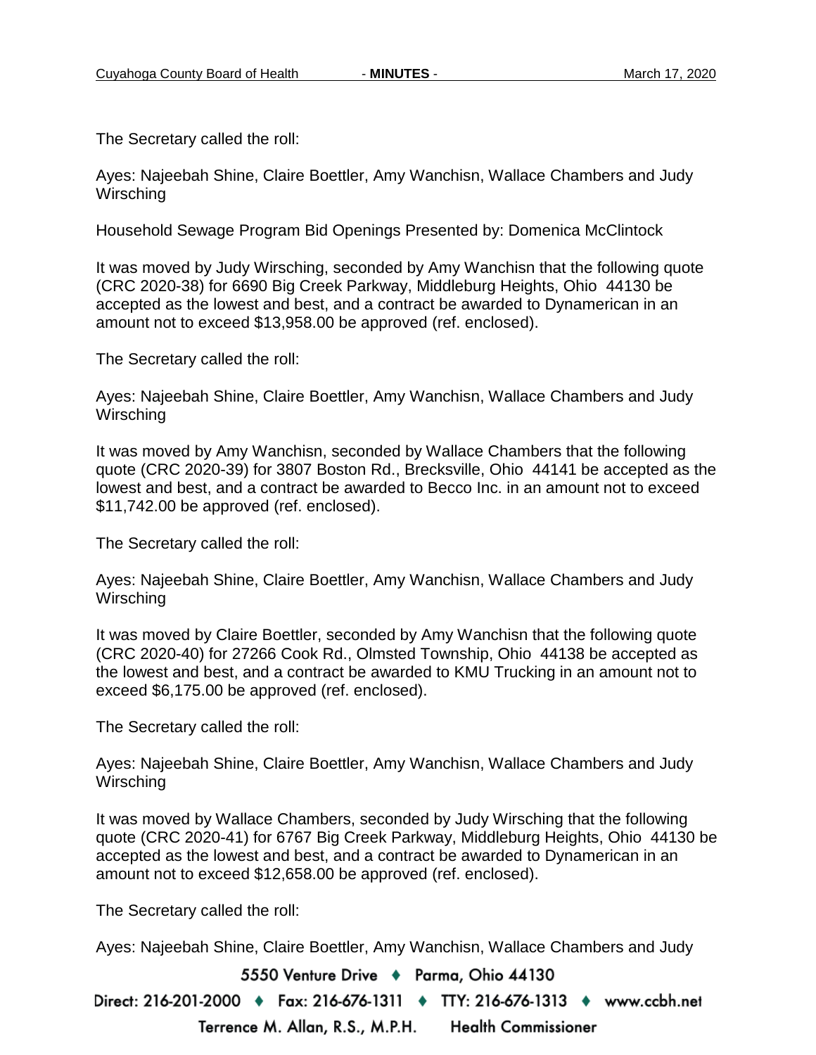The Secretary called the roll:

Ayes: Najeebah Shine, Claire Boettler, Amy Wanchisn, Wallace Chambers and Judy Wirsching

Household Sewage Program Bid Openings Presented by: Domenica McClintock

It was moved by Judy Wirsching, seconded by Amy Wanchisn that the following quote (CRC 2020-38) for 6690 Big Creek Parkway, Middleburg Heights, Ohio 44130 be accepted as the lowest and best, and a contract be awarded to Dynamerican in an amount not to exceed $13,958.00 be approved (ref. enclosed).

The Secretary called the roll:

Ayes: Najeebah Shine, Claire Boettler, Amy Wanchisn, Wallace Chambers and Judy Wirsching

It was moved by Amy Wanchisn, seconded by Wallace Chambers that the following quote (CRC 2020-39) for 3807 Boston Rd., Brecksville, Ohio 44141 be accepted as the lowest and best, and a contract be awarded to Becco Inc. in an amount not to exceed $11,742.00 be approved (ref. enclosed).

The Secretary called the roll:

Ayes: Najeebah Shine, Claire Boettler, Amy Wanchisn, Wallace Chambers and Judy Wirsching

It was moved by Claire Boettler, seconded by Amy Wanchisn that the following quote (CRC 2020-40) for 27266 Cook Rd., Olmsted Township, Ohio 44138 be accepted as the lowest and best, and a contract be awarded to KMU Trucking in an amount not to exceed $6,175.00 be approved (ref. enclosed).

The Secretary called the roll:

Ayes: Najeebah Shine, Claire Boettler, Amy Wanchisn, Wallace Chambers and Judy Wirsching

It was moved by Wallace Chambers, seconded by Judy Wirsching that the following quote (CRC 2020-41) for 6767 Big Creek Parkway, Middleburg Heights, Ohio 44130 be accepted as the lowest and best, and a contract be awarded to Dynamerican in an amount not to exceed $12,658.00 be approved (ref. enclosed).

The Secretary called the roll:

Ayes: Najeebah Shine, Claire Boettler, Amy Wanchisn, Wallace Chambers and Judy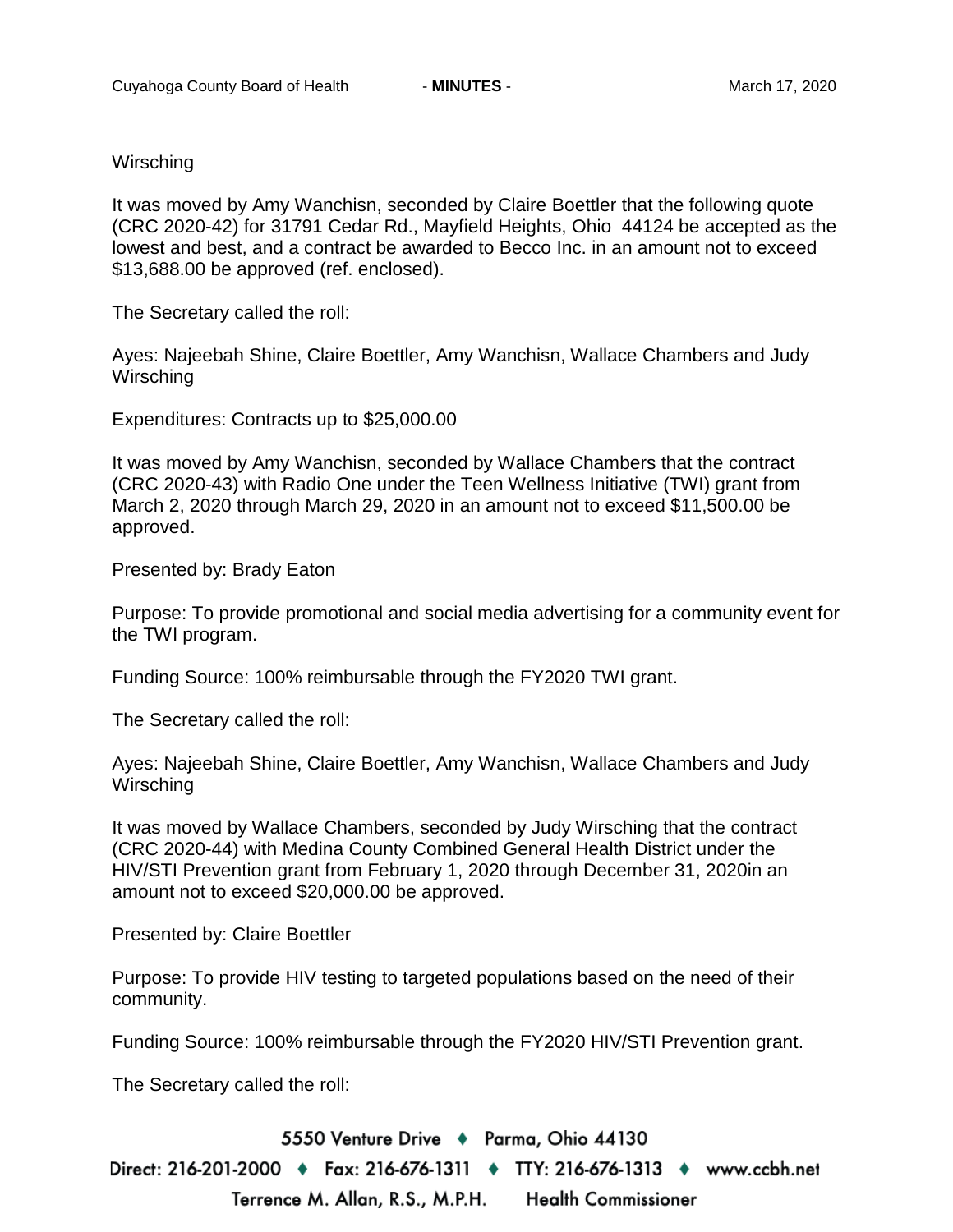Wirsching

It was moved by Amy Wanchisn, seconded by Claire Boettler that the following quote (CRC 2020-42) for 31791 Cedar Rd., Mayfield Heights, Ohio 44124 be accepted as the lowest and best, and a contract be awarded to Becco Inc. in an amount not to exceed $13,688.00 be approved (ref. enclosed).

The Secretary called the roll:

Ayes: Najeebah Shine, Claire Boettler, Amy Wanchisn, Wallace Chambers and Judy Wirsching

Expenditures: Contracts up to $25,000.00

It was moved by Amy Wanchisn, seconded by Wallace Chambers that the contract (CRC 2020-43) with Radio One under the Teen Wellness Initiative (TWI) grant from March 2, 2020 through March 29, 2020 in an amount not to exceed $11,500.00 be approved.

Presented by: Brady Eaton

Purpose: To provide promotional and social media advertising for a community event for the TWI program.

Funding Source: 100% reimbursable through the FY2020 TWI grant.

The Secretary called the roll:

Ayes: Najeebah Shine, Claire Boettler, Amy Wanchisn, Wallace Chambers and Judy Wirsching

It was moved by Wallace Chambers, seconded by Judy Wirsching that the contract (CRC 2020-44) with Medina County Combined General Health District under the HIV/STI Prevention grant from February 1, 2020 through December 31, 2020in an amount not to exceed $20,000.00 be approved.

Presented by: Claire Boettler

Purpose: To provide HIV testing to targeted populations based on the need of their community.

Funding Source: 100% reimbursable through the FY2020 HIV/STI Prevention grant.

The Secretary called the roll: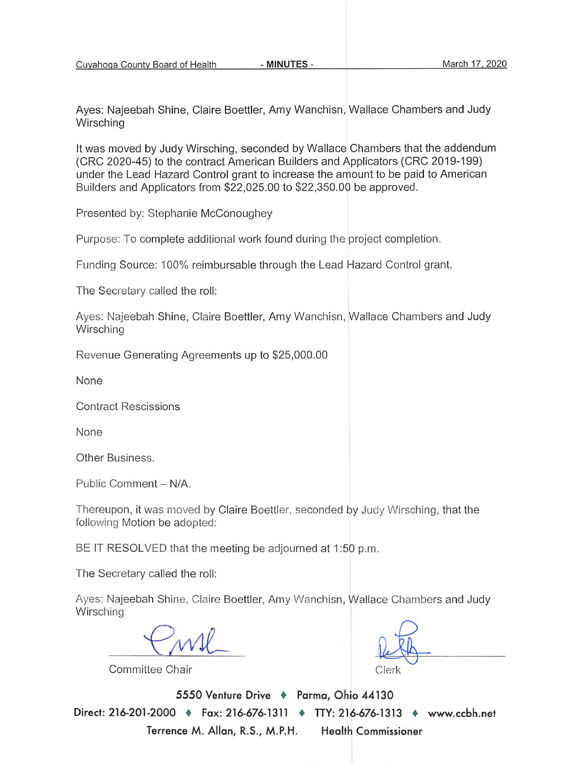Ayes: Najeebah Shine, Claire Boettler, Amy Wanchisn, Wallace Chambers and Judy Wirsching

It was moved by Judy Wirsching, seconded by Wallace Chambers that the addendum (CRC 2020-45) to the contract American Builders and Applicators (CRC 2019-199) under the Lead Hazard Control grant to increase the amount to be paid to American Builders and Applicators from $22,025.00 to $22,350.00 be approved.

Presented by: Stephanie McConoughey

Purpose: To complete additional work found during the project completion.

Funding Source: 100% reimbursable through the Lead Hazard Control grant.

The Secretary called the roll:

Ayes: Najeebah Shine, Claire Boettler, Amy Wanchisn, Wallace Chambers and Judy Wirsching

Revenue Generating Agreements up to $25,000.00

None

Contract Rescissions

None

Other Business.

Public Comment – N/A.

Thereupon, it was moved by Claire Boettler, seconded by Judy Wirsching, that the following Motion be adopted:

BE IT RESOLVED that the meeting be adjourned at 1:50 p.m.

The Secretary called the roll:

Ayes: Najeebah Shine, Claire Boettler, Amy Wanchisn, Wallace Chambers and Judy Wirsching

Committee Chair

Clerk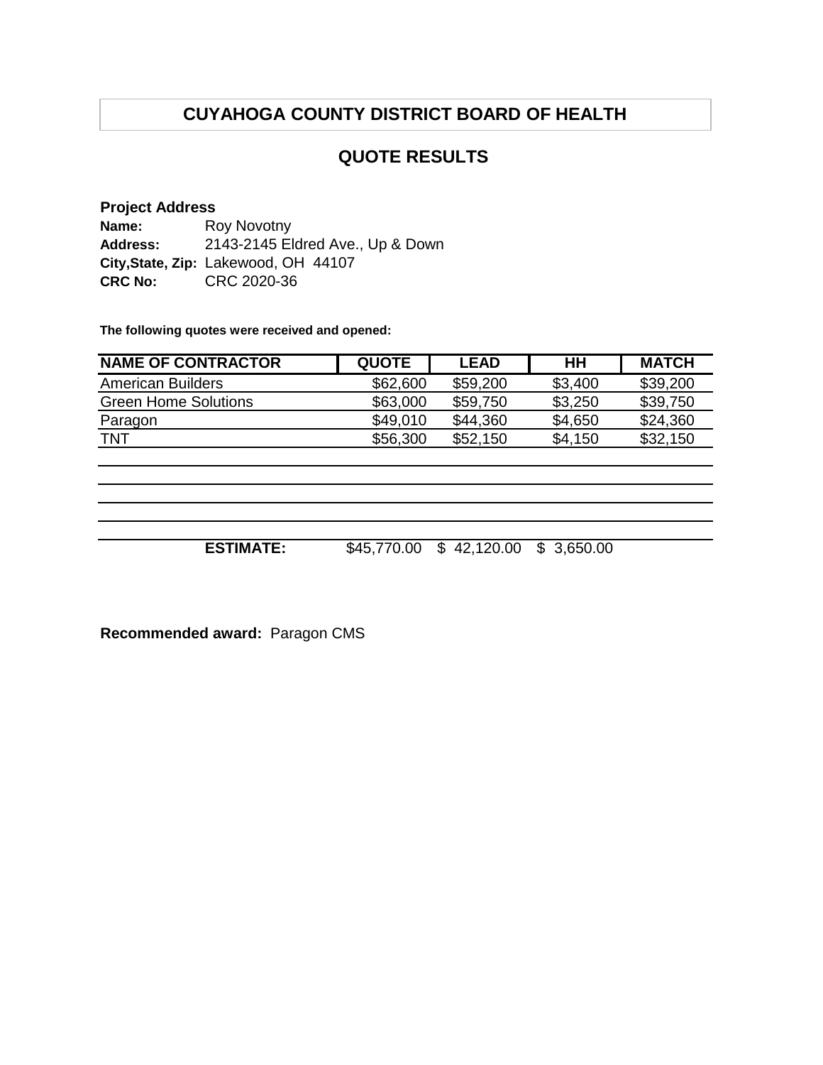# CUYAHOGA COUNTY DISTRICT BOARD OF HEALTH

## QUOTE RESULTS

**Project Address**
**Name:** Roy Novotny
**Address:** 2143-2145 Eldred Ave., Up & Down
**City,State, Zip:** Lakewood, OH 44107
**CRC No:** CRC 2020-36

**The following quotes were received and opened:**

| NAME OF CONTRACTOR | QUOTE | LEAD | HH | MATCH |
|---|---|---|---|---|
| American Builders | $62,600 | $59,200 | $3,400 | $39,200 |
| Green Home Solutions | $63,000 | $59,750 | $3,250 | $39,750 |
| Paragon | $49,010 | $44,360 | $4,650 | $24,360 |
| TNT | $56,300 | $52,150 | $4,150 | $32,150 |
| | | | | |
| | | | | |
| | | | | |
| | | | | |
| **ESTIMATE:** | $45,770.00 | $ 42,120.00 | $ 3,650.00 | |

**Recommended award:** Paragon CMS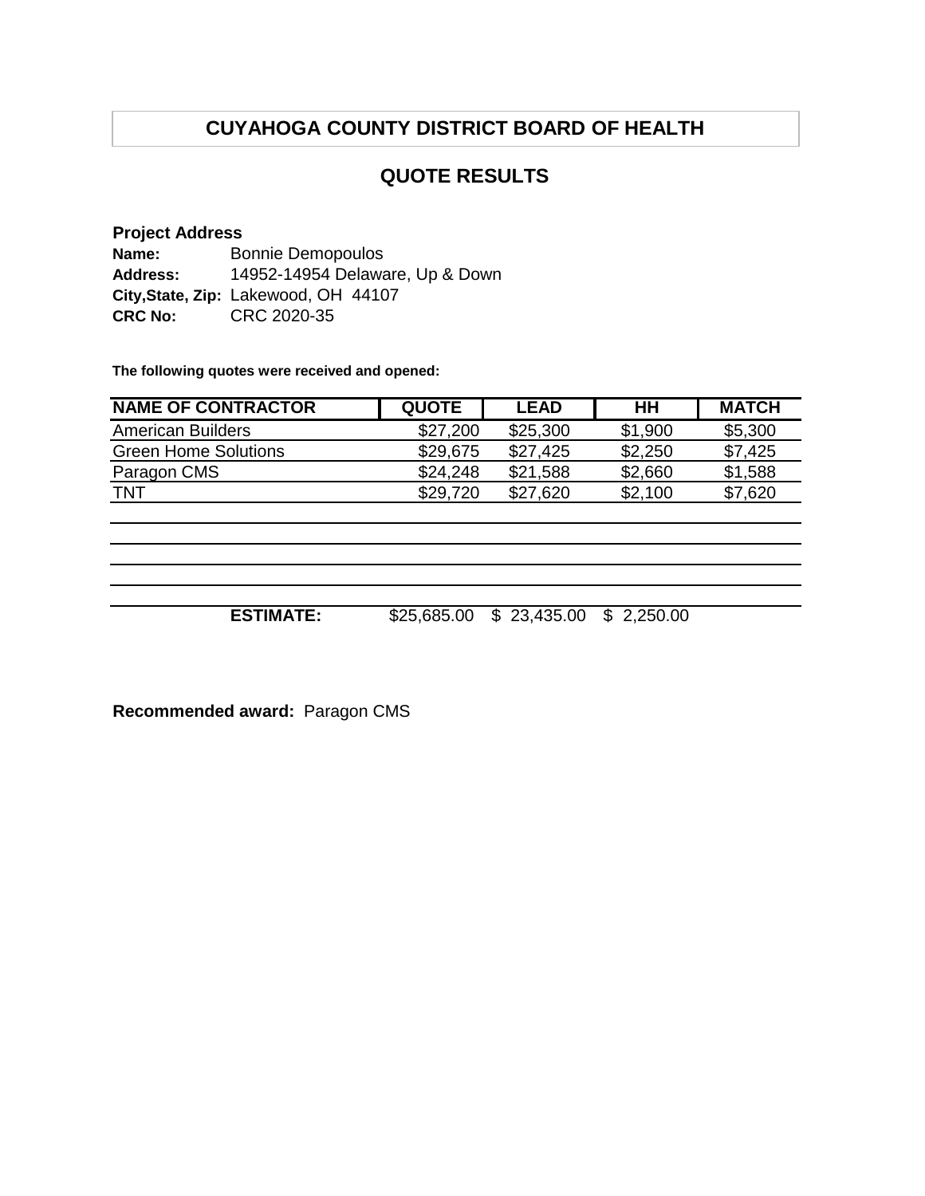# CUYAHOGA COUNTY DISTRICT BOARD OF HEALTH

## QUOTE RESULTS

**Project Address**

**Name:** Bonnie Demopoulos
**Address:** 14952-14954 Delaware, Up & Down
**City,State, Zip:** Lakewood, OH 44107
**CRC No:** CRC 2020-35

**The following quotes were received and opened:**

| NAME OF CONTRACTOR | QUOTE | LEAD | HH | MATCH |
|---|---|---|---|---|
| American Builders | $27,200 | $25,300 | $1,900 | $5,300 |
| Green Home Solutions | $29,675 | $27,425 | $2,250 | $7,425 |
| Paragon CMS | $24,248 | $21,588 | $2,660 | $1,588 |
| TNT | $29,720 | $27,620 | $2,100 | $7,620 |
| | | | | |
| | | | | |
| | | | | |
| | | | | |
| **ESTIMATE:** | $25,685.00 | $ 23,435.00 | $ 2,250.00 | |

**Recommended award:** Paragon CMS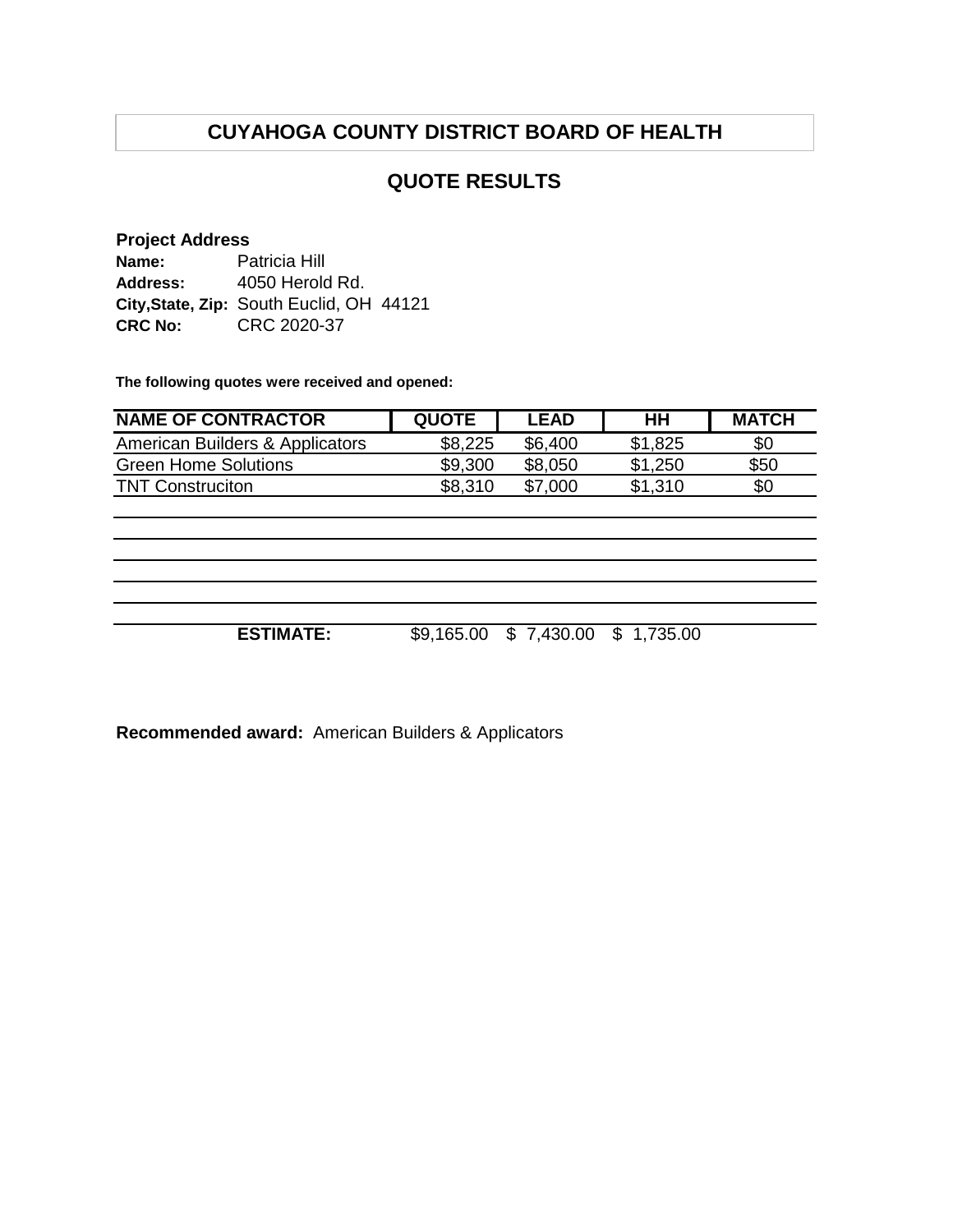# CUYAHOGA COUNTY DISTRICT BOARD OF HEALTH

## QUOTE RESULTS

**Project Address**
**Name:** Patricia Hill
**Address:** 4050 Herold Rd.
**City,State, Zip:** South Euclid, OH 44121
**CRC No:** CRC 2020-37

**The following quotes were received and opened:**

| NAME OF CONTRACTOR | QUOTE | LEAD | HH | MATCH |
|---|---|---|---|---|
| American Builders & Applicators | $8,225 | $6,400 | $1,825 | $0 |
| Green Home Solutions | $9,300 | $8,050 | $1,250 | $50 |
| TNT Construciton | $8,310 | $7,000 | $1,310 | $0 |
| | | | | |
| | | | | |
| | | | | |
| | | | | |
| | | | | |
| **ESTIMATE:** | $9,165.00 | $ 7,430.00 | $ 1,735.00 | |

**Recommended award:** American Builders & Applicators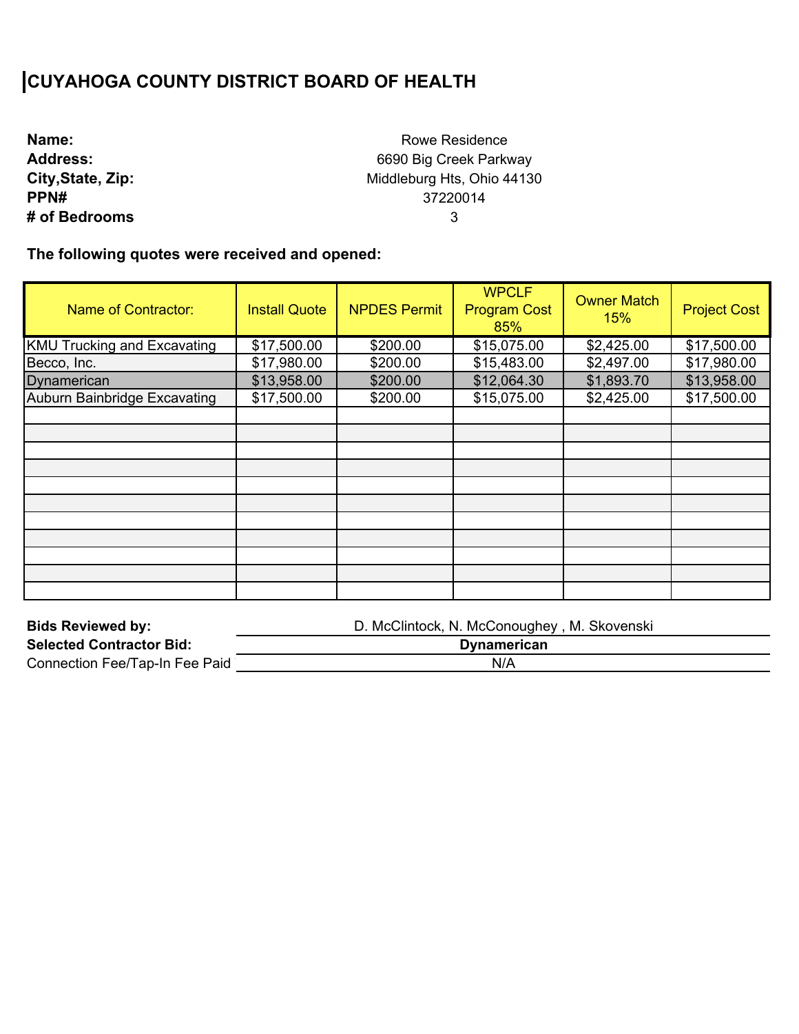# CUYAHOGA COUNTY DISTRICT BOARD OF HEALTH

**Name:** Rowe Residence
**Address:** 6690 Big Creek Parkway
**City,State, Zip:** Middleburg Hts, Ohio 44130
**PPN#** 37220014
**# of Bedrooms** 3

**The following quotes were received and opened:**

| Name of Contractor: | Install Quote | NPDES Permit | WPCLF Program Cost 85% | Owner Match 15% | Project Cost |
|---|---|---|---|---|---|
| KMU Trucking and Excavating | $17,500.00 | $200.00 | $15,075.00 | $2,425.00 | $17,500.00 |
| Becco, Inc. | $17,980.00 | $200.00 | $15,483.00 | $2,497.00 | $17,980.00 |
| Dynamerican | $13,958.00 | $200.00 | $12,064.30 | $1,893.70 | $13,958.00 |
| Auburn Bainbridge Excavating | $17,500.00 | $200.00 | $15,075.00 | $2,425.00 | $17,500.00 |

**Bids Reviewed by:** D. McClintock, N. McConoughey , M. Skovenski
**Selected Contractor Bid:** **Dynamerican**
Connection Fee/Tap-In Fee Paid N/A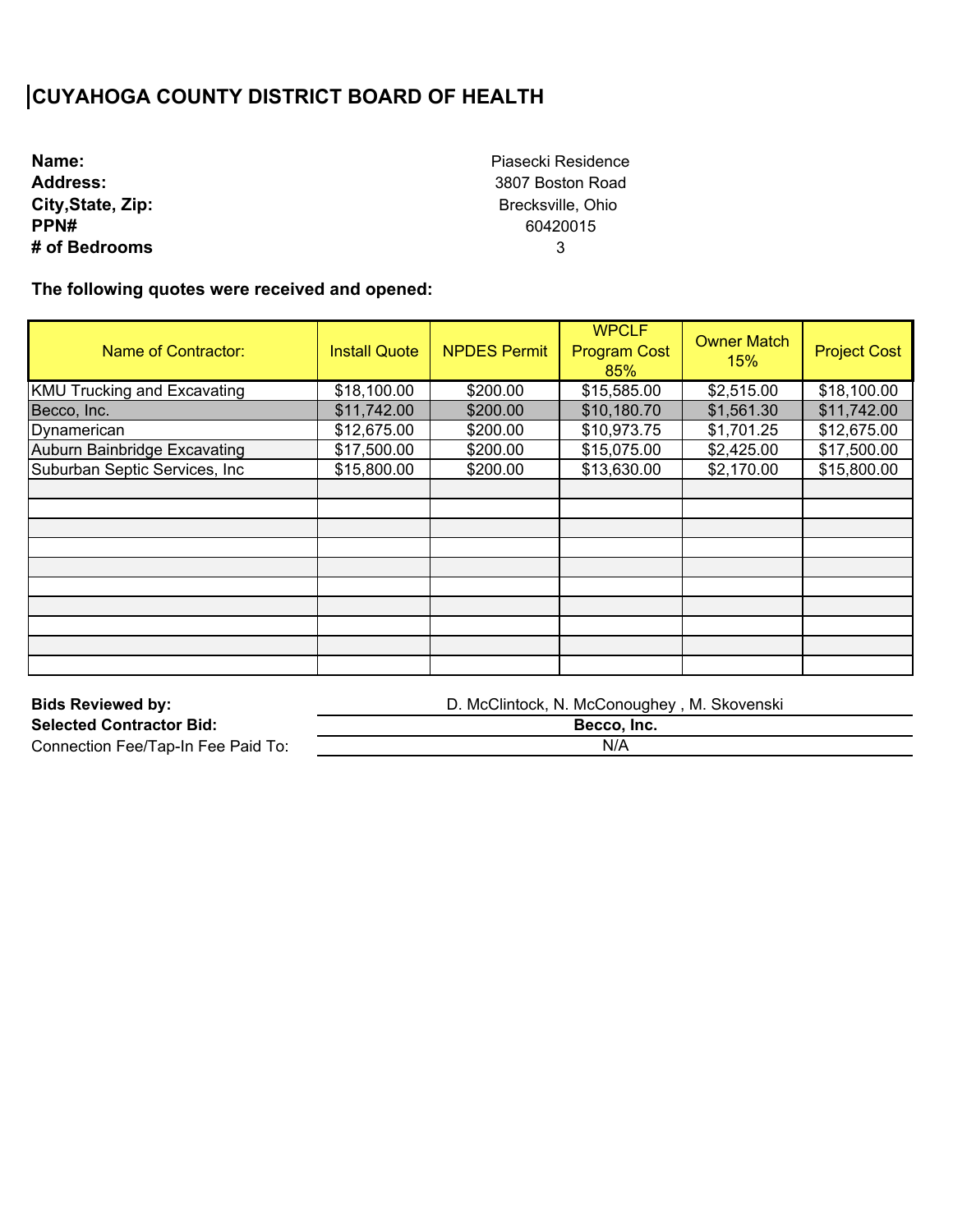# CUYAHOGA COUNTY DISTRICT BOARD OF HEALTH

**Name:** Piasecki Residence
**Address:** 3807 Boston Road
**City,State, Zip:** Brecksville, Ohio
**PPN#** 60420015
**# of Bedrooms** 3

**The following quotes were received and opened:**

| Name of Contractor: | Install Quote | NPDES Permit | WPCLF Program Cost 85% | Owner Match 15% | Project Cost |
|---|---|---|---|---|---|
| KMU Trucking and Excavating | $18,100.00 | $200.00 | $15,585.00 | $2,515.00 | $18,100.00 |
| Becco, Inc. | $11,742.00 | $200.00 | $10,180.70 | $1,561.30 | $11,742.00 |
| Dynamerican | $12,675.00 | $200.00 | $10,973.75 | $1,701.25 | $12,675.00 |
| Auburn Bainbridge Excavating | $17,500.00 | $200.00 | $15,075.00 | $2,425.00 | $17,500.00 |
| Suburban Septic Services, Inc | $15,800.00 | $200.00 | $13,630.00 | $2,170.00 | $15,800.00 |
| | | | | | |
| | | | | | |
| | | | | | |
| | | | | | |
| | | | | | |
| | | | | | |
| | | | | | |
| | | | | | |
| | | | | | |
| | | | | | |

**Bids Reviewed by:** D. McClintock, N. McConoughey , M. Skovenski
**Selected Contractor Bid:** **Becco, Inc.**
Connection Fee/Tap-In Fee Paid To: N/A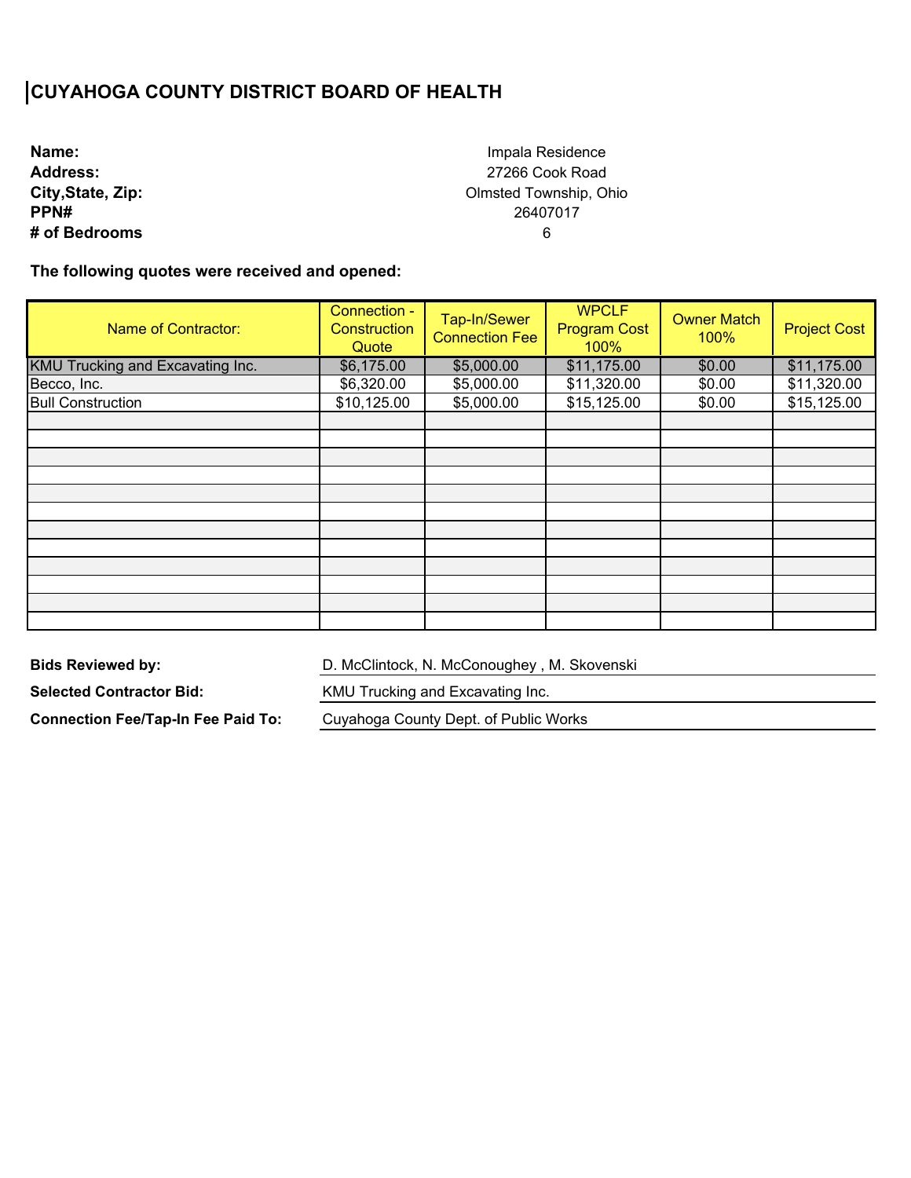# CUYAHOGA COUNTY DISTRICT BOARD OF HEALTH

| | |
|---|---|
| **Name:** | Impala Residence |
| **Address:** | 27266 Cook Road |
| **City,State, Zip:** | Olmsted Township, Ohio |
| **PPN#** | 26407017 |
| **# of Bedrooms** | 6 |

**The following quotes were received and opened:**

| Name of Contractor: | Connection - Construction Quote | Tap-In/Sewer Connection Fee | WPCLF Program Cost 100% | Owner Match 100% | Project Cost |
|---|---|---|---|---|---|
| KMU Trucking and Excavating Inc. | $6,175.00 | $5,000.00 | $11,175.00 | $0.00 | $11,175.00 |
| Becco, Inc. | $6,320.00 | $5,000.00 | $11,320.00 | $0.00 | $11,320.00 |
| Bull Construction | $10,125.00 | $5,000.00 | $15,125.00 | $0.00 | $15,125.00 |
| | | | | | |
| | | | | | |
| | | | | | |
| | | | | | |
| | | | | | |
| | | | | | |
| | | | | | |
| | | | | | |
| | | | | | |
| | | | | | |
| | | | | | |
| | | | | | |

| | |
|---|---|
| **Bids Reviewed by:** | D. McClintock, N. McConoughey , M. Skovenski |
| **Selected Contractor Bid:** | KMU Trucking and Excavating Inc. |
| **Connection Fee/Tap-In Fee Paid To:** | Cuyahoga County Dept. of Public Works |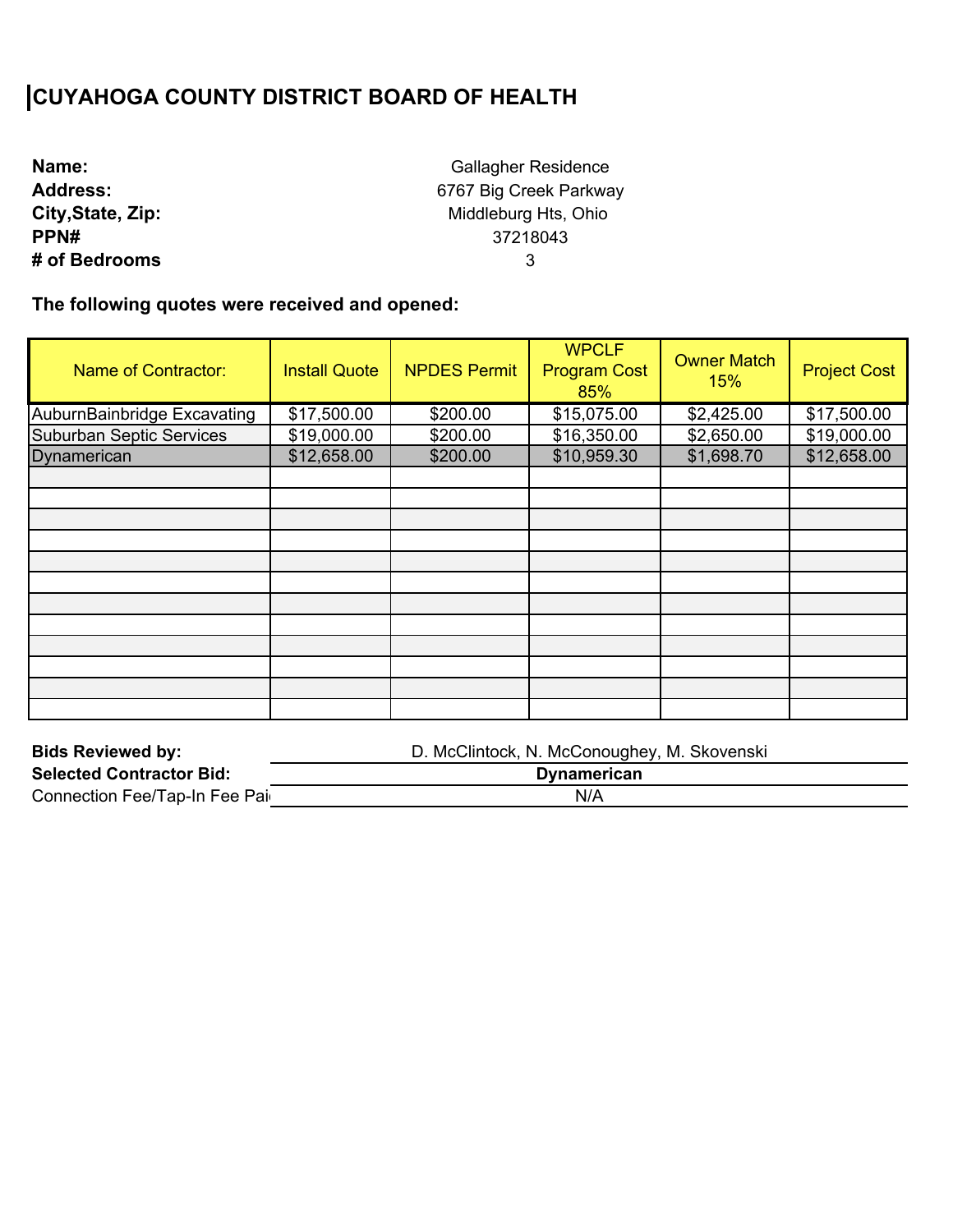# CUYAHOGA COUNTY DISTRICT BOARD OF HEALTH

**Name:** Gallagher Residence
**Address:** 6767 Big Creek Parkway
**City,State, Zip:** Middleburg Hts, Ohio
**PPN#** 37218043
**# of Bedrooms** 3

**The following quotes were received and opened:**

| Name of Contractor: | Install Quote | NPDES Permit | WPCLF Program Cost 85% | Owner Match 15% | Project Cost |
|---|---|---|---|---|---|
| AuburnBainbridge Excavating | $17,500.00 | $200.00 | $15,075.00 | $2,425.00 | $17,500.00 |
| Suburban Septic Services | $19,000.00 | $200.00 | $16,350.00 | $2,650.00 | $19,000.00 |
| Dynamerican | $12,658.00 | $200.00 | $10,959.30 | $1,698.70 | $12,658.00 |
| | | | | | |
| | | | | | |
| | | | | | |
| | | | | | |
| | | | | | |
| | | | | | |
| | | | | | |
| | | | | | |
| | | | | | |
| | | | | | |
| | | | | | |

**Bids Reviewed by:** D. McClintock, N. McConoughey, M. Skovenski
**Selected Contractor Bid:** **Dynamerican**
Connection Fee/Tap-In Fee Pai N/A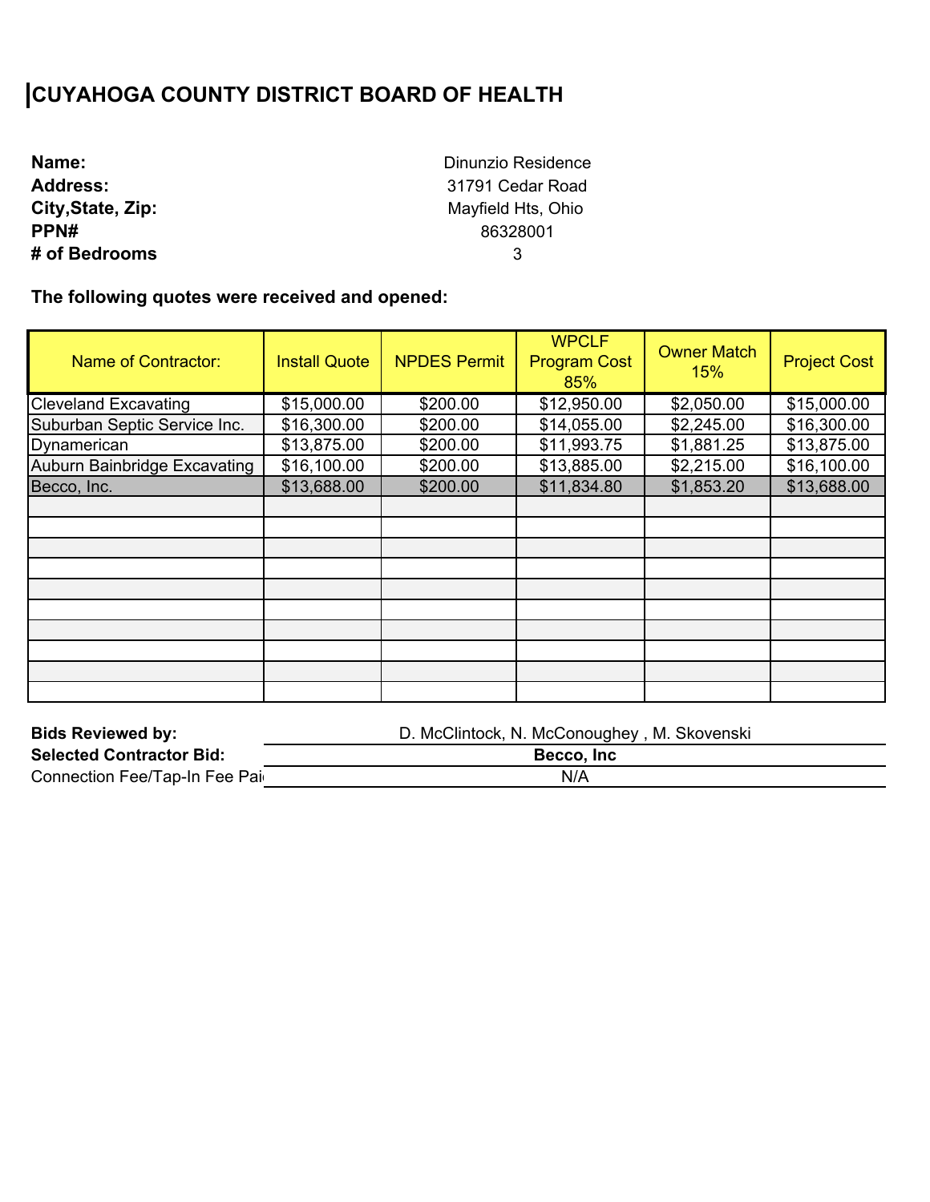# CUYAHOGA COUNTY DISTRICT BOARD OF HEALTH

| | |
|---|---|
| **Name:** | Dinunzio Residence |
| **Address:** | 31791 Cedar Road |
| **City,State, Zip:** | Mayfield Hts, Ohio |
| **PPN#** | 86328001 |
| **# of Bedrooms** | 3 |

**The following quotes were received and opened:**

| Name of Contractor: | Install Quote | NPDES Permit | WPCLF Program Cost 85% | Owner Match 15% | Project Cost |
|---|---|---|---|---|---|
| Cleveland Excavating | $15,000.00 | $200.00 | $12,950.00 | $2,050.00 | $15,000.00 |
| Suburban Septic Service Inc. | $16,300.00 | $200.00 | $14,055.00 | $2,245.00 | $16,300.00 |
| Dynamerican | $13,875.00 | $200.00 | $11,993.75 | $1,881.25 | $13,875.00 |
| Auburn Bainbridge Excavating | $16,100.00 | $200.00 | $13,885.00 | $2,215.00 | $16,100.00 |
| Becco, Inc. | $13,688.00 | $200.00 | $11,834.80 | $1,853.20 | $13,688.00 |

| | |
|---|---|
| **Bids Reviewed by:** | D. McClintock, N. McConoughey , M. Skovenski |
| **Selected Contractor Bid:** | **Becco, Inc** |
| Connection Fee/Tap-In Fee Pai | N/A |